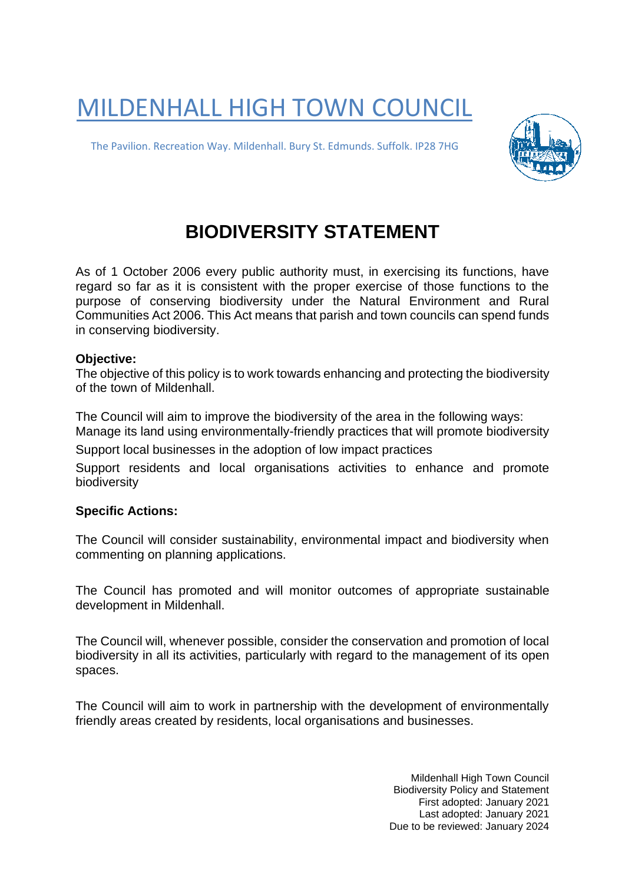# MILDENHALL HIGH TOWN COUNCIL

The Pavilion. Recreation Way. Mildenhall. Bury St. Edmunds. Suffolk. IP28 7HG

## BIODIVERSITY STATEMENT

As of 1 October 2006 every public authority must, in exercising its functions, have regard so far as it is consistent with the proper exercise of those functions to the purpose of conserving biodiversity under the Natural Environment and Rural Communities Act 2006. This Act means that parish and town councils can spend funds in conserving biodiversity.

**Objective:**
The objective of this policy is to work towards enhancing and protecting the biodiversity of the town of Mildenhall.

The Council will aim to improve the biodiversity of the area in the following ways:
Manage its land using environmentally-friendly practices that will promote biodiversity

Support local businesses in the adoption of low impact practices

Support residents and local organisations activities to enhance and promote biodiversity

**Specific Actions:**

The Council will consider sustainability, environmental impact and biodiversity when commenting on planning applications.

The Council has promoted and will monitor outcomes of appropriate sustainable development in Mildenhall.

The Council will, whenever possible, consider the conservation and promotion of local biodiversity in all its activities, particularly with regard to the management of its open spaces.

The Council will aim to work in partnership with the development of environmentally friendly areas created by residents, local organisations and businesses.

Mildenhall High Town Council
Biodiversity Policy and Statement
First adopted: January 2021
Last adopted: January 2021
Due to be reviewed: January 2024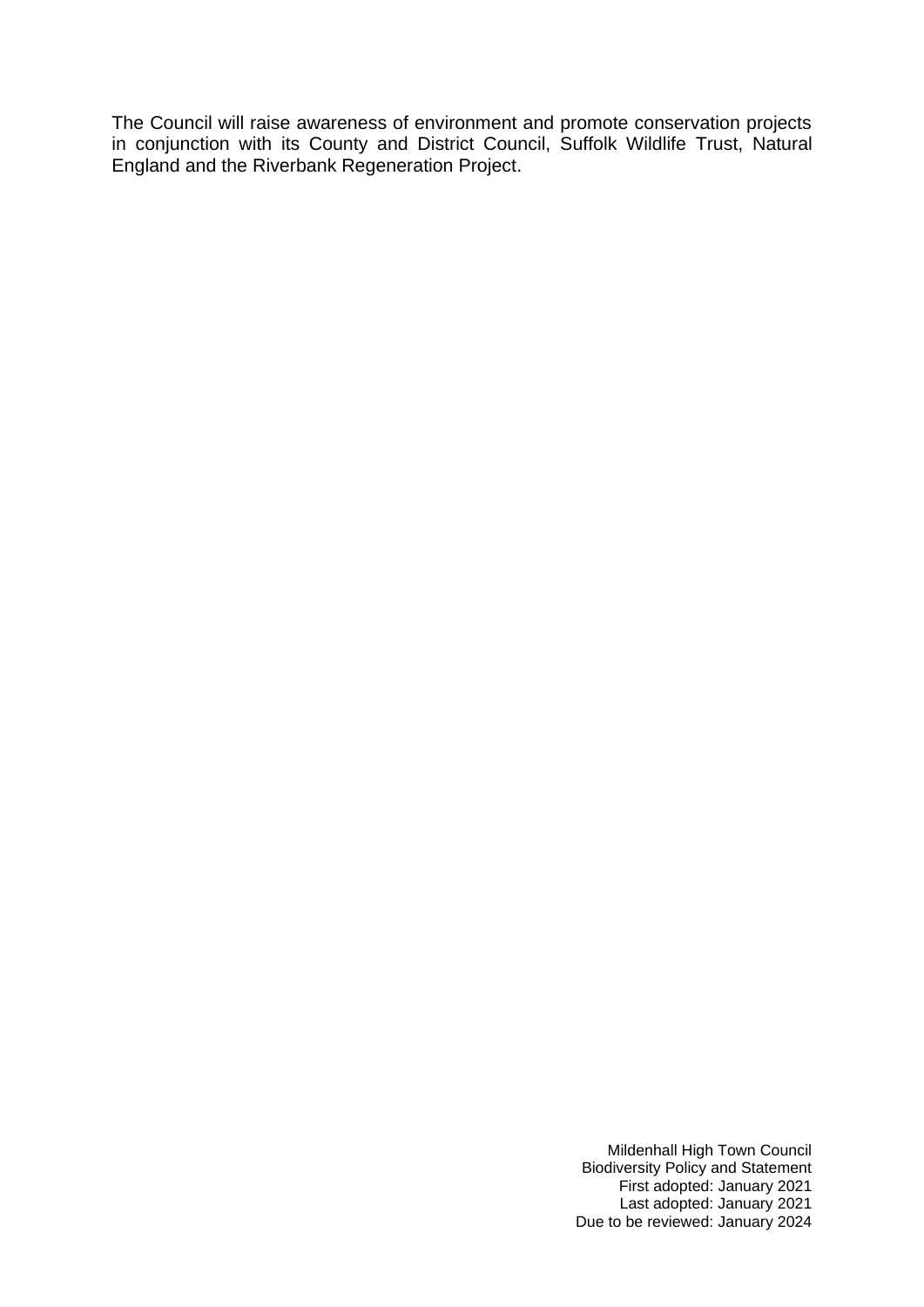The Council will raise awareness of environment and promote conservation projects in conjunction with its County and District Council, Suffolk Wildlife Trust, Natural England and the Riverbank Regeneration Project.

Mildenhall High Town Council
Biodiversity Policy and Statement
First adopted: January 2021
Last adopted: January 2021
Due to be reviewed: January 2024